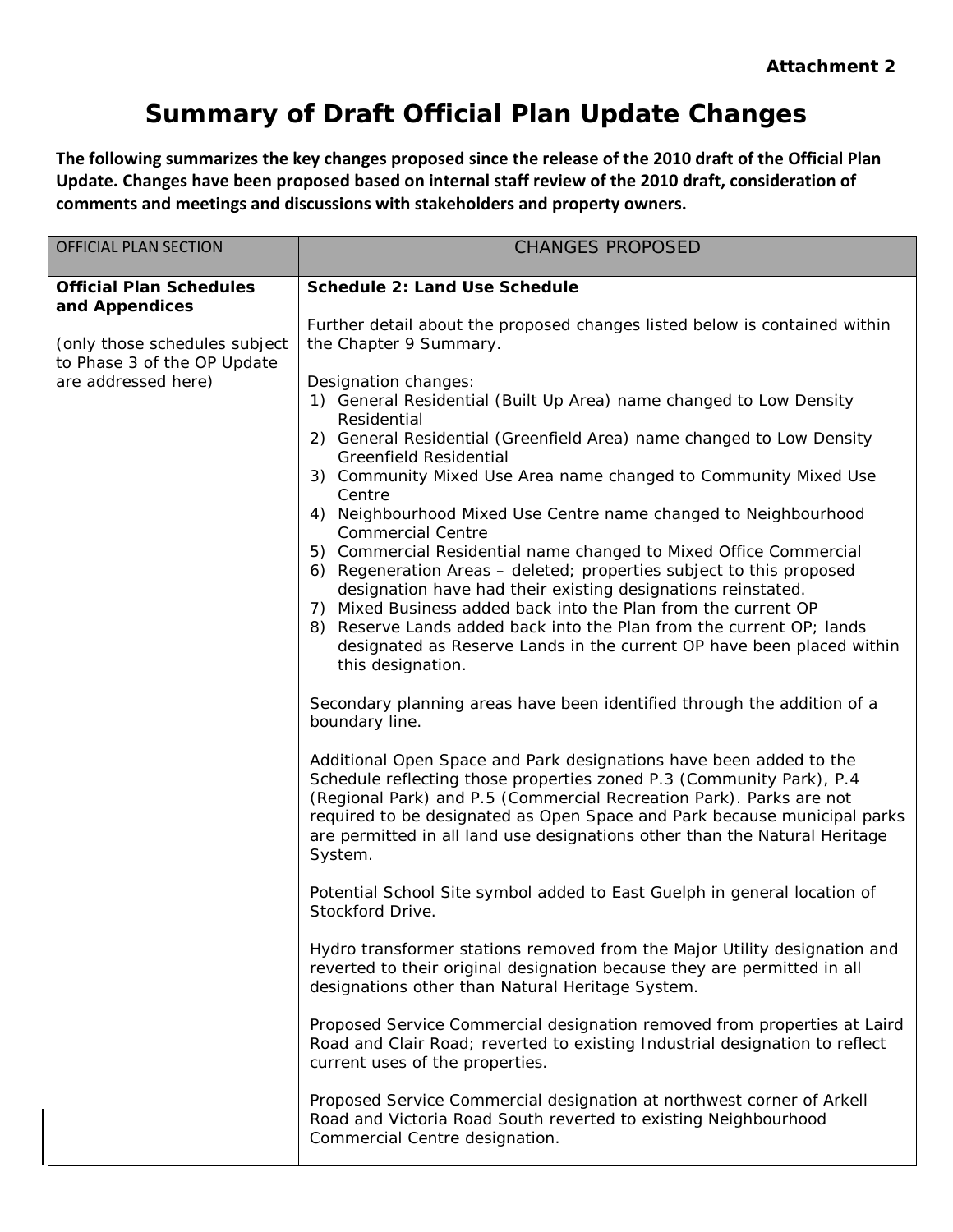**Attachment 2**

# Summary of Draft Official Plan Update Changes

**The following summarizes the key changes proposed since the release of the 2010 draft of the Official Plan Update. Changes have been proposed based on internal staff review of the 2010 draft, consideration of comments and meetings and discussions with stakeholders and property owners.**

| OFFICIAL PLAN SECTION | CHANGES PROPOSED |
|---|---|
| **Official Plan Schedules and Appendices**<br><br>(only those schedules subject to Phase 3 of the OP Update are addressed here) | **Schedule 2: Land Use Schedule**<br><br>Further detail about the proposed changes listed below is contained within the Chapter 9 Summary.<br><br>Designation changes:<br>1) General Residential (Built Up Area) name changed to Low Density Residential<br>2) General Residential (Greenfield Area) name changed to Low Density Greenfield Residential<br>3) Community Mixed Use Area name changed to Community Mixed Use Centre<br>4) Neighbourhood Mixed Use Centre name changed to Neighbourhood Commercial Centre<br>5) Commercial Residential name changed to Mixed Office Commercial<br>6) Regeneration Areas – deleted; properties subject to this proposed designation have had their existing designations reinstated.<br>7) Mixed Business added back into the Plan from the current OP<br>8) Reserve Lands added back into the Plan from the current OP; lands designated as Reserve Lands in the current OP have been placed within this designation.<br><br>Secondary planning areas have been identified through the addition of a boundary line.<br><br>Additional Open Space and Park designations have been added to the Schedule reflecting those properties zoned P.3 (Community Park), P.4 (Regional Park) and P.5 (Commercial Recreation Park). Parks are not required to be designated as Open Space and Park because municipal parks are permitted in all land use designations other than the Natural Heritage System.<br><br>Potential School Site symbol added to East Guelph in general location of Stockford Drive.<br><br>Hydro transformer stations removed from the Major Utility designation and reverted to their original designation because they are permitted in all designations other than Natural Heritage System.<br><br>Proposed Service Commercial designation removed from properties at Laird Road and Clair Road; reverted to existing Industrial designation to reflect current uses of the properties.<br><br>Proposed Service Commercial designation at northwest corner of Arkell Road and Victoria Road South reverted to existing Neighbourhood Commercial Centre designation. |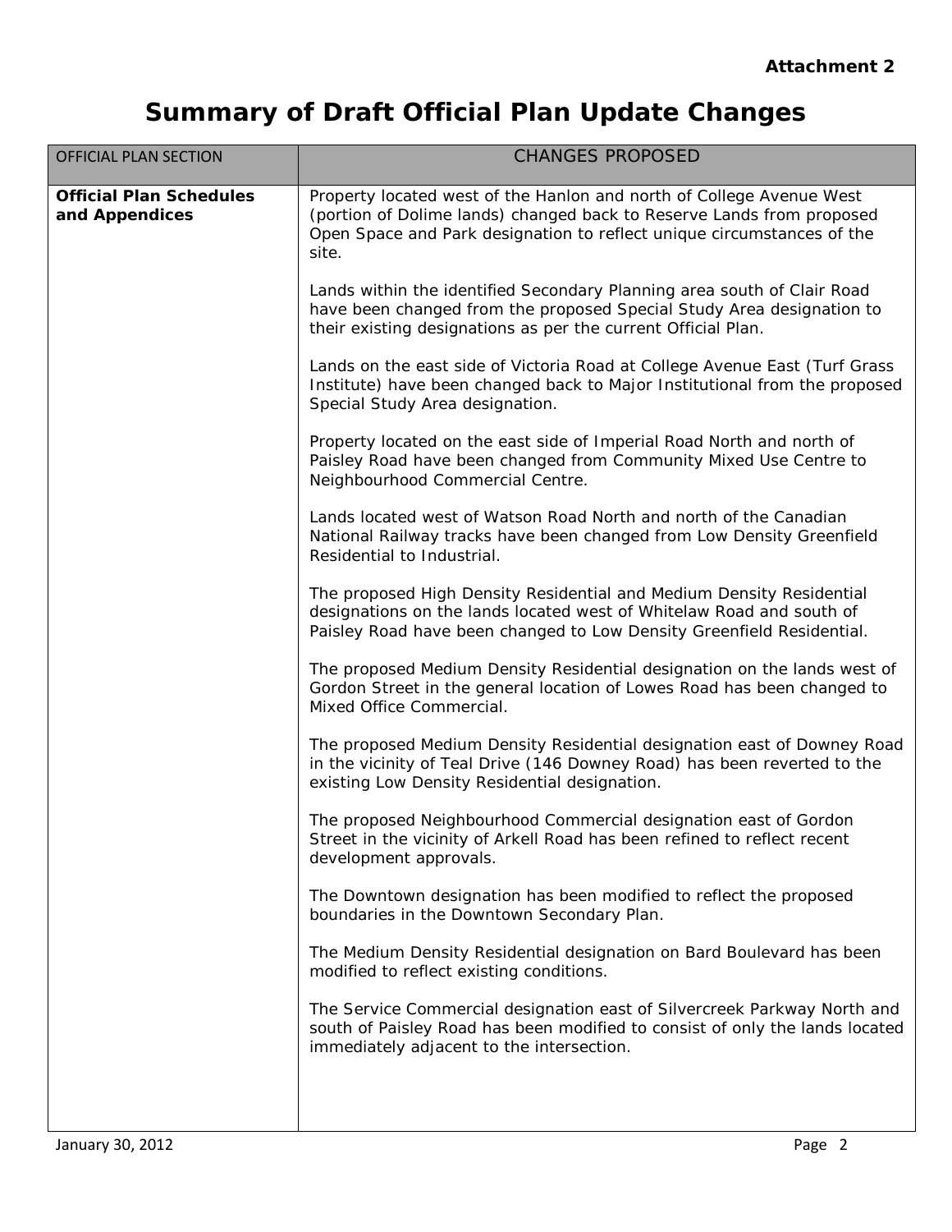**Attachment 2**

# Summary of Draft Official Plan Update Changes

| OFFICIAL PLAN SECTION | CHANGES PROPOSED |
|---|---|
| **Official Plan Schedules and Appendices** | Property located west of the Hanlon and north of College Avenue West (portion of Dolime lands) changed back to Reserve Lands from proposed Open Space and Park designation to reflect unique circumstances of the site.<br><br>Lands within the identified Secondary Planning area south of Clair Road have been changed from the proposed Special Study Area designation to their existing designations as per the current Official Plan.<br><br>Lands on the east side of Victoria Road at College Avenue East (Turf Grass Institute) have been changed back to Major Institutional from the proposed Special Study Area designation.<br><br>Property located on the east side of Imperial Road North and north of Paisley Road have been changed from Community Mixed Use Centre to Neighbourhood Commercial Centre.<br><br>Lands located west of Watson Road North and north of the Canadian National Railway tracks have been changed from Low Density Greenfield Residential to Industrial.<br><br>The proposed High Density Residential and Medium Density Residential designations on the lands located west of Whitelaw Road and south of Paisley Road have been changed to Low Density Greenfield Residential.<br><br>The proposed Medium Density Residential designation on the lands west of Gordon Street in the general location of Lowes Road has been changed to Mixed Office Commercial.<br><br>The proposed Medium Density Residential designation east of Downey Road in the vicinity of Teal Drive (146 Downey Road) has been reverted to the existing Low Density Residential designation.<br><br>The proposed Neighbourhood Commercial designation east of Gordon Street in the vicinity of Arkell Road has been refined to reflect recent development approvals.<br><br>The Downtown designation has been modified to reflect the proposed boundaries in the Downtown Secondary Plan.<br><br>The Medium Density Residential designation on Bard Boulevard has been modified to reflect existing conditions.<br><br>The Service Commercial designation east of Silvercreek Parkway North and south of Paisley Road has been modified to consist of only the lands located immediately adjacent to the intersection. |

January 30, 2012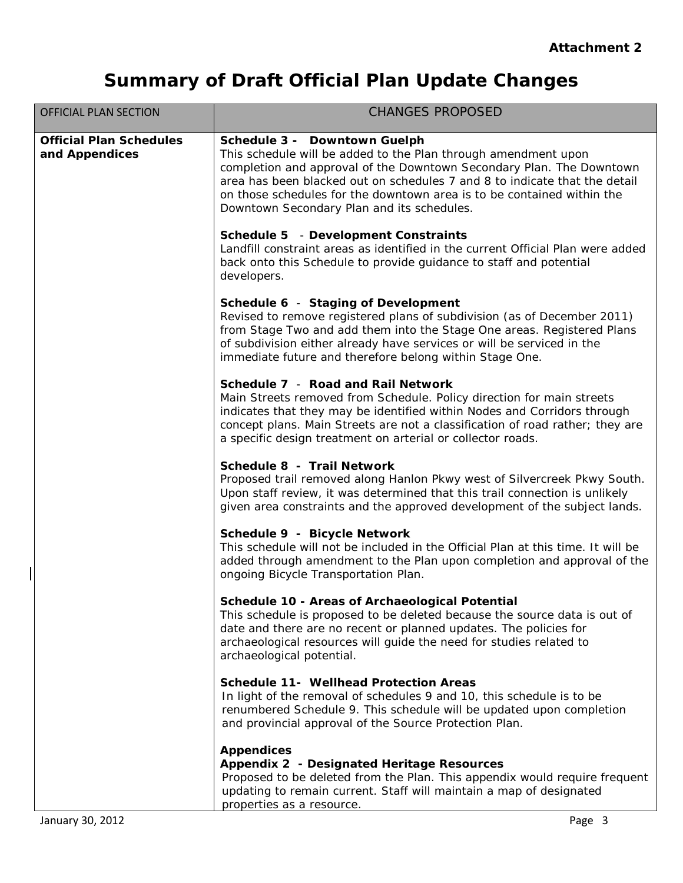**Attachment 2**

# Summary of Draft Official Plan Update Changes

| OFFICIAL PLAN SECTION | CHANGES PROPOSED |
|---|---|
| **Official Plan Schedules and Appendices** | **Schedule 3 - Downtown Guelph**<br>This schedule will be added to the Plan through amendment upon completion and approval of the Downtown Secondary Plan. The Downtown area has been blacked out on schedules 7 and 8 to indicate that the detail on those schedules for the downtown area is to be contained within the Downtown Secondary Plan and its schedules.<br><br>**Schedule 5 - Development Constraints**<br>Landfill constraint areas as identified in the current Official Plan were added back onto this Schedule to provide guidance to staff and potential developers.<br><br>**Schedule 6 - Staging of Development**<br>Revised to remove registered plans of subdivision (as of December 2011) from Stage Two and add them into the Stage One areas. Registered Plans of subdivision either already have services or will be serviced in the immediate future and therefore belong within Stage One.<br><br>**Schedule 7 - Road and Rail Network**<br>Main Streets removed from Schedule. Policy direction for main streets indicates that they may be identified within Nodes and Corridors through concept plans. Main Streets are not a classification of road rather; they are a specific design treatment on arterial or collector roads.<br><br>**Schedule 8 - Trail Network**<br>Proposed trail removed along Hanlon Pkwy west of Silvercreek Pkwy South. Upon staff review, it was determined that this trail connection is unlikely given area constraints and the approved development of the subject lands.<br><br>**Schedule 9 - Bicycle Network**<br>This schedule will not be included in the Official Plan at this time. It will be added through amendment to the Plan upon completion and approval of the ongoing Bicycle Transportation Plan.<br><br>**Schedule 10 - Areas of Archaeological Potential**<br>This schedule is proposed to be deleted because the source data is out of date and there are no recent or planned updates. The policies for archaeological resources will guide the need for studies related to archaeological potential.<br><br>**Schedule 11- Wellhead Protection Areas**<br>In light of the removal of schedules 9 and 10, this schedule is to be renumbered Schedule 9. This schedule will be updated upon completion and provincial approval of the Source Protection Plan.<br><br>**Appendices**<br>**Appendix 2 - Designated Heritage Resources**<br>Proposed to be deleted from the Plan. This appendix would require frequent updating to remain current. Staff will maintain a map of designated properties as a resource. |

January 30, 2012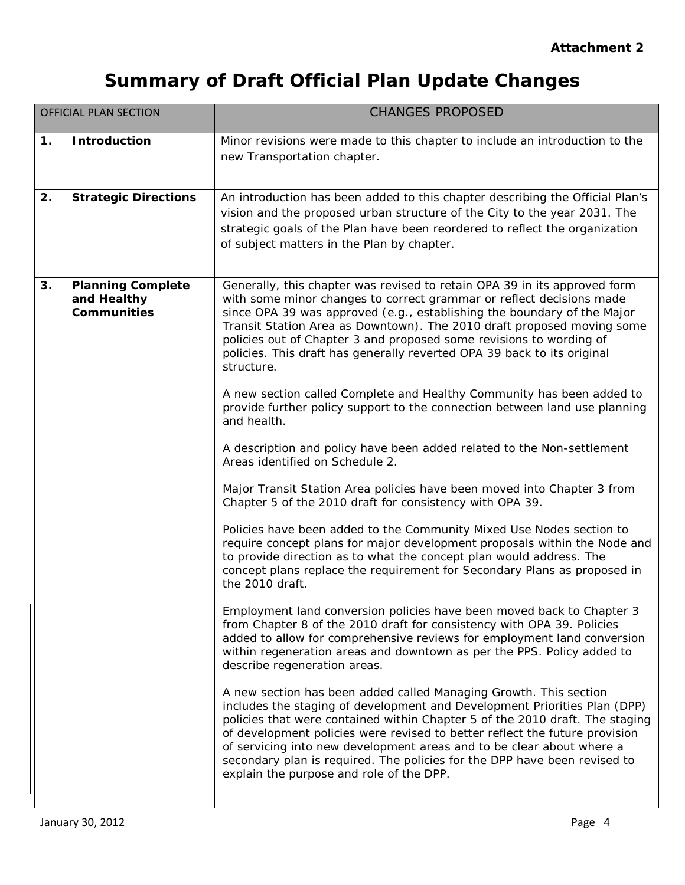**Attachment 2**

# Summary of Draft Official Plan Update Changes

| OFFICIAL PLAN SECTION | CHANGES PROPOSED |
|---|---|
| **1. Introduction** | Minor revisions were made to this chapter to include an introduction to the new Transportation chapter. |
| **2. Strategic Directions** | An introduction has been added to this chapter describing the Official Plan's vision and the proposed urban structure of the City to the year 2031. The strategic goals of the Plan have been reordered to reflect the organization of subject matters in the Plan by chapter. |
| **3. Planning Complete and Healthy Communities** | Generally, this chapter was revised to retain OPA 39 in its approved form with some minor changes to correct grammar or reflect decisions made since OPA 39 was approved (e.g., establishing the boundary of the Major Transit Station Area as Downtown). The 2010 draft proposed moving some policies out of Chapter 3 and proposed some revisions to wording of policies. This draft has generally reverted OPA 39 back to its original structure.<br><br>A new section called Complete and Healthy Community has been added to provide further policy support to the connection between land use planning and health.<br><br>A description and policy have been added related to the Non-settlement Areas identified on Schedule 2.<br><br>Major Transit Station Area policies have been moved into Chapter 3 from Chapter 5 of the 2010 draft for consistency with OPA 39.<br><br>Policies have been added to the Community Mixed Use Nodes section to require concept plans for major development proposals within the Node and to provide direction as to what the concept plan would address. The concept plans replace the requirement for Secondary Plans as proposed in the 2010 draft.<br><br>Employment land conversion policies have been moved back to Chapter 3 from Chapter 8 of the 2010 draft for consistency with OPA 39. Policies added to allow for comprehensive reviews for employment land conversion within regeneration areas and downtown as per the PPS. Policy added to describe regeneration areas.<br><br>A new section has been added called Managing Growth. This section includes the staging of development and Development Priorities Plan (DPP) policies that were contained within Chapter 5 of the 2010 draft. The staging of development policies were revised to better reflect the future provision of servicing into new development areas and to be clear about where a secondary plan is required. The policies for the DPP have been revised to explain the purpose and role of the DPP. |

January 30, 2012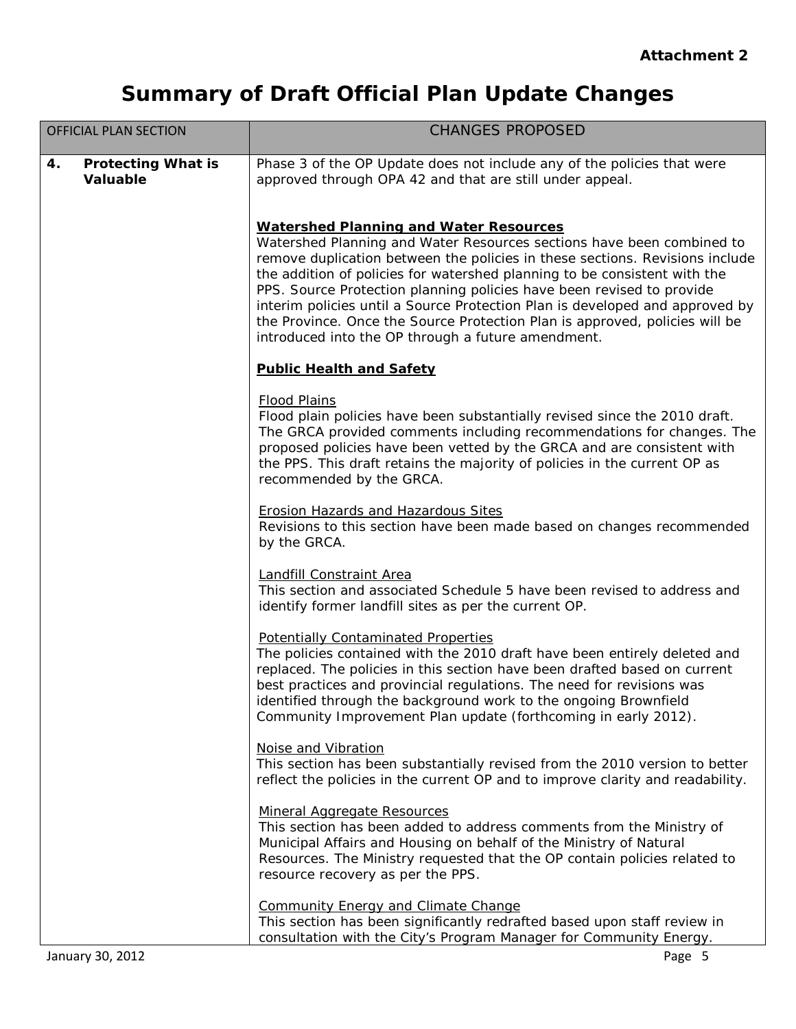**Attachment 2**

# Summary of Draft Official Plan Update Changes

| OFFICIAL PLAN SECTION | CHANGES PROPOSED |
|---|---|
| **4. Protecting What is Valuable** | Phase 3 of the OP Update does not include any of the policies that were approved through OPA 42 and that are still under appeal.<br><br>**Watershed Planning and Water Resources**<br>Watershed Planning and Water Resources sections have been combined to remove duplication between the policies in these sections. Revisions include the addition of policies for watershed planning to be consistent with the PPS. Source Protection planning policies have been revised to provide interim policies until a Source Protection Plan is developed and approved by the Province. Once the Source Protection Plan is approved, policies will be introduced into the OP through a future amendment.<br><br>**Public Health and Safety**<br><br>Flood Plains<br>Flood plain policies have been substantially revised since the 2010 draft. The GRCA provided comments including recommendations for changes. The proposed policies have been vetted by the GRCA and are consistent with the PPS. This draft retains the majority of policies in the current OP as recommended by the GRCA.<br><br>Erosion Hazards and Hazardous Sites<br>Revisions to this section have been made based on changes recommended by the GRCA.<br><br>Landfill Constraint Area<br>This section and associated Schedule 5 have been revised to address and identify former landfill sites as per the current OP.<br><br>Potentially Contaminated Properties<br>The policies contained with the 2010 draft have been entirely deleted and replaced. The policies in this section have been drafted based on current best practices and provincial regulations. The need for revisions was identified through the background work to the ongoing Brownfield Community Improvement Plan update (forthcoming in early 2012).<br><br>Noise and Vibration<br>This section has been substantially revised from the 2010 version to better reflect the policies in the current OP and to improve clarity and readability.<br><br>Mineral Aggregate Resources<br>This section has been added to address comments from the Ministry of Municipal Affairs and Housing on behalf of the Ministry of Natural Resources. The Ministry requested that the OP contain policies related to resource recovery as per the PPS.<br><br>Community Energy and Climate Change<br>This section has been significantly redrafted based upon staff review in consultation with the City's Program Manager for Community Energy. |

January 30, 2012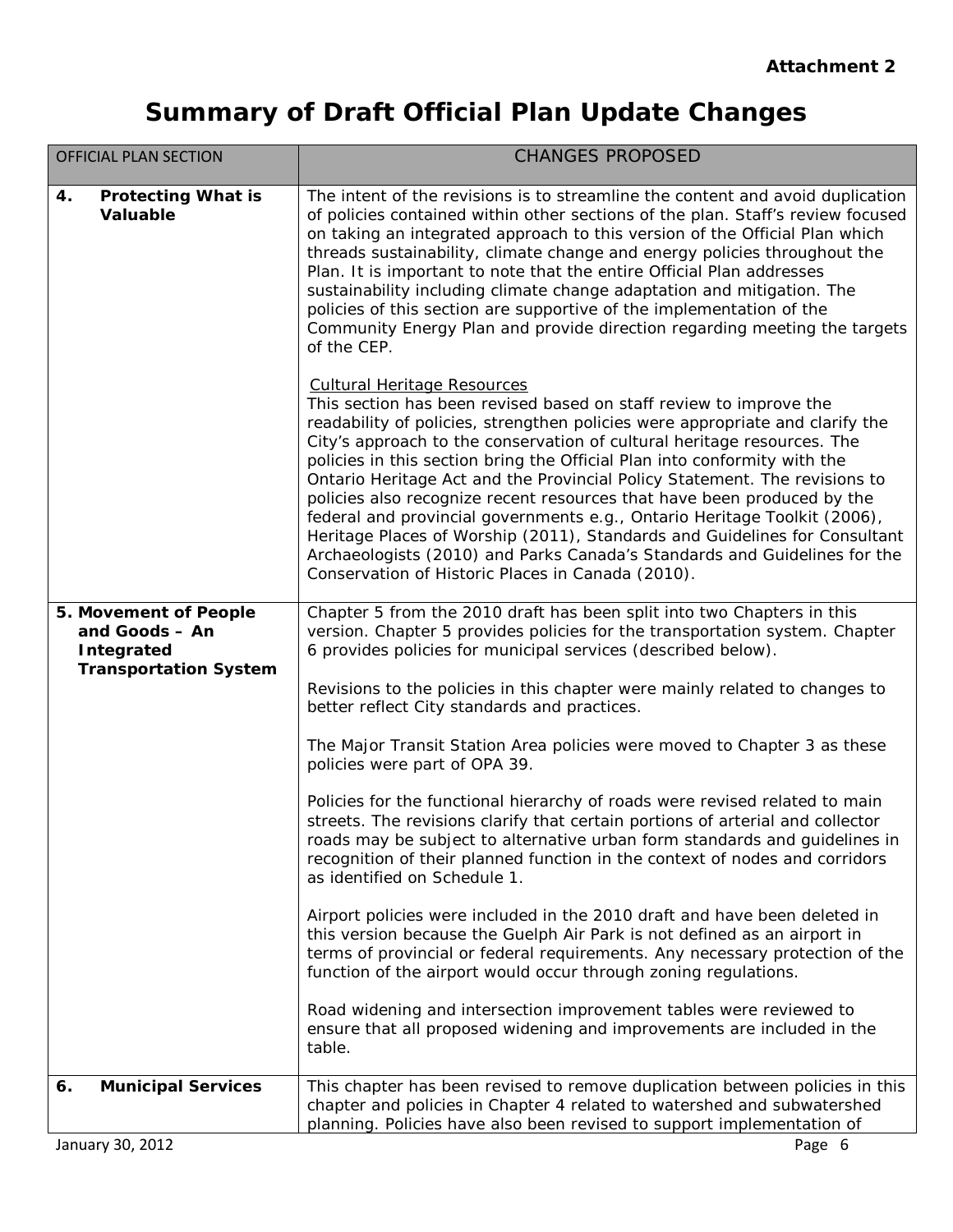**Attachment 2**

# Summary of Draft Official Plan Update Changes

| OFFICIAL PLAN SECTION | CHANGES PROPOSED |
|---|---|
| **4. Protecting What is Valuable** | The intent of the revisions is to streamline the content and avoid duplication of policies contained within other sections of the plan. Staff's review focused on taking an integrated approach to this version of the Official Plan which threads sustainability, climate change and energy policies throughout the Plan. It is important to note that the entire Official Plan addresses sustainability including climate change adaptation and mitigation. The policies of this section are supportive of the implementation of the Community Energy Plan and provide direction regarding meeting the targets of the CEP.<br><br><u>Cultural Heritage Resources</u><br>This section has been revised based on staff review to improve the readability of policies, strengthen policies were appropriate and clarify the City's approach to the conservation of cultural heritage resources. The policies in this section bring the Official Plan into conformity with the Ontario Heritage Act and the Provincial Policy Statement. The revisions to policies also recognize recent resources that have been produced by the federal and provincial governments e.g., Ontario Heritage Toolkit (2006), Heritage Places of Worship (2011), Standards and Guidelines for Consultant Archaeologists (2010) and Parks Canada's Standards and Guidelines for the Conservation of Historic Places in Canada (2010). |
| **5. Movement of People and Goods – An Integrated Transportation System** | Chapter 5 from the 2010 draft has been split into two Chapters in this version. Chapter 5 provides policies for the transportation system. Chapter 6 provides policies for municipal services (described below).<br><br>Revisions to the policies in this chapter were mainly related to changes to better reflect City standards and practices.<br><br>The Major Transit Station Area policies were moved to Chapter 3 as these policies were part of OPA 39.<br><br>Policies for the functional hierarchy of roads were revised related to main streets. The revisions clarify that certain portions of arterial and collector roads may be subject to alternative urban form standards and guidelines in recognition of their planned function in the context of nodes and corridors as identified on Schedule 1.<br><br>Airport policies were included in the 2010 draft and have been deleted in this version because the Guelph Air Park is not defined as an airport in terms of provincial or federal requirements. Any necessary protection of the function of the airport would occur through zoning regulations.<br><br>Road widening and intersection improvement tables were reviewed to ensure that all proposed widening and improvements are included in the table. |
| **6. Municipal Services** | This chapter has been revised to remove duplication between policies in this chapter and policies in Chapter 4 related to watershed and subwatershed planning. Policies have also been revised to support implementation of |

January 30, 2012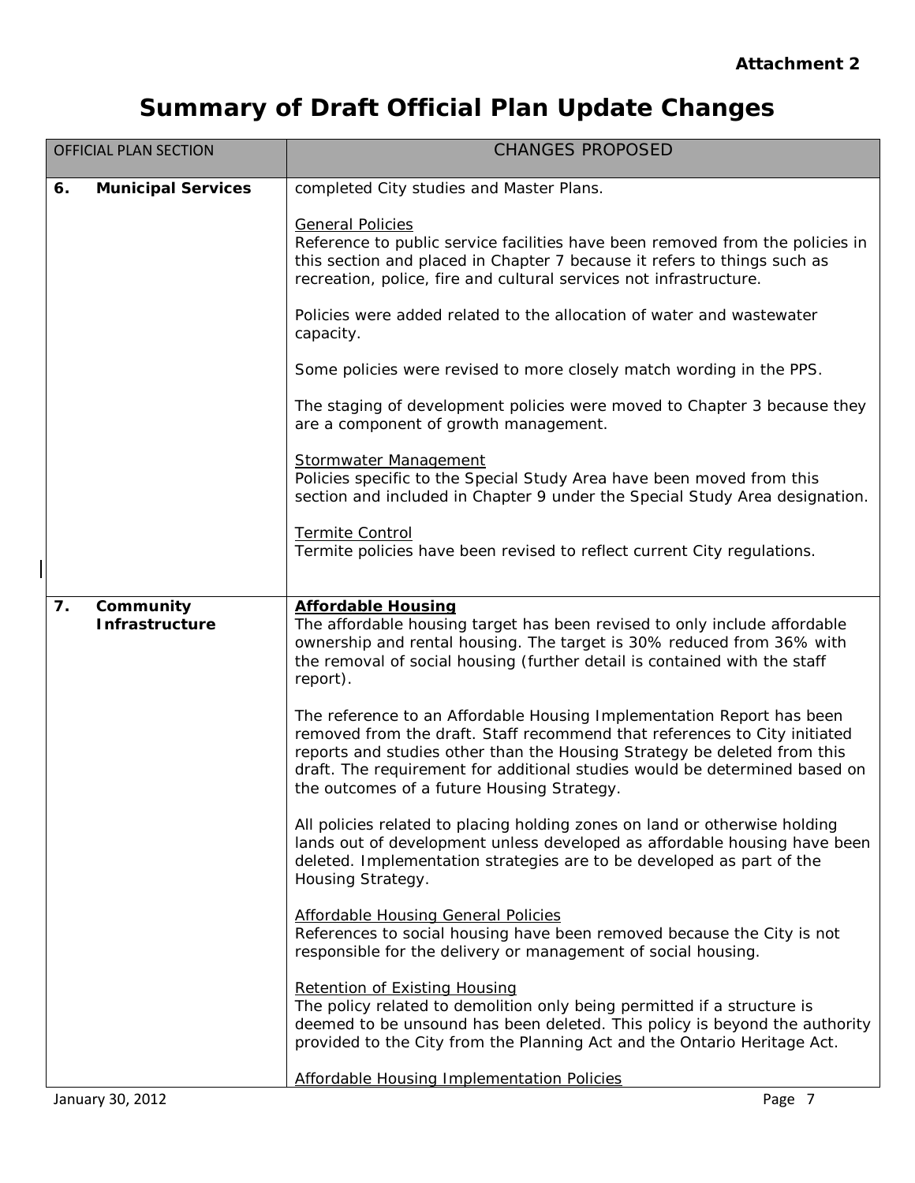**Attachment 2**

# Summary of Draft Official Plan Update Changes

| OFFICIAL PLAN SECTION | CHANGES PROPOSED |
|---|---|
| **6. Municipal Services** | completed City studies and Master Plans.<br><br><u>General Policies</u><br>Reference to public service facilities have been removed from the policies in this section and placed in Chapter 7 because it refers to things such as recreation, police, fire and cultural services not infrastructure.<br><br>Policies were added related to the allocation of water and wastewater capacity.<br><br>Some policies were revised to more closely match wording in the PPS.<br><br>The staging of development policies were moved to Chapter 3 because they are a component of growth management.<br><br><u>Stormwater Management</u><br>Policies specific to the Special Study Area have been moved from this section and included in Chapter 9 under the Special Study Area designation.<br><br><u>Termite Control</u><br>Termite policies have been revised to reflect current City regulations. |
| **7. Community Infrastructure** | **<u>Affordable Housing</u>**<br>The affordable housing target has been revised to only include affordable ownership and rental housing. The target is 30% reduced from 36% with the removal of social housing (further detail is contained with the staff report).<br><br>The reference to an Affordable Housing Implementation Report has been removed from the draft. Staff recommend that references to City initiated reports and studies other than the Housing Strategy be deleted from this draft. The requirement for additional studies would be determined based on the outcomes of a future Housing Strategy.<br><br>All policies related to placing holding zones on land or otherwise holding lands out of development unless developed as affordable housing have been deleted. Implementation strategies are to be developed as part of the Housing Strategy.<br><br><u>Affordable Housing General Policies</u><br>References to social housing have been removed because the City is not responsible for the delivery or management of social housing.<br><br><u>Retention of Existing Housing</u><br>The policy related to demolition only being permitted if a structure is deemed to be unsound has been deleted. This policy is beyond the authority provided to the City from the Planning Act and the Ontario Heritage Act.<br><br><u>Affordable Housing Implementation Policies</u> |

January 30, 2012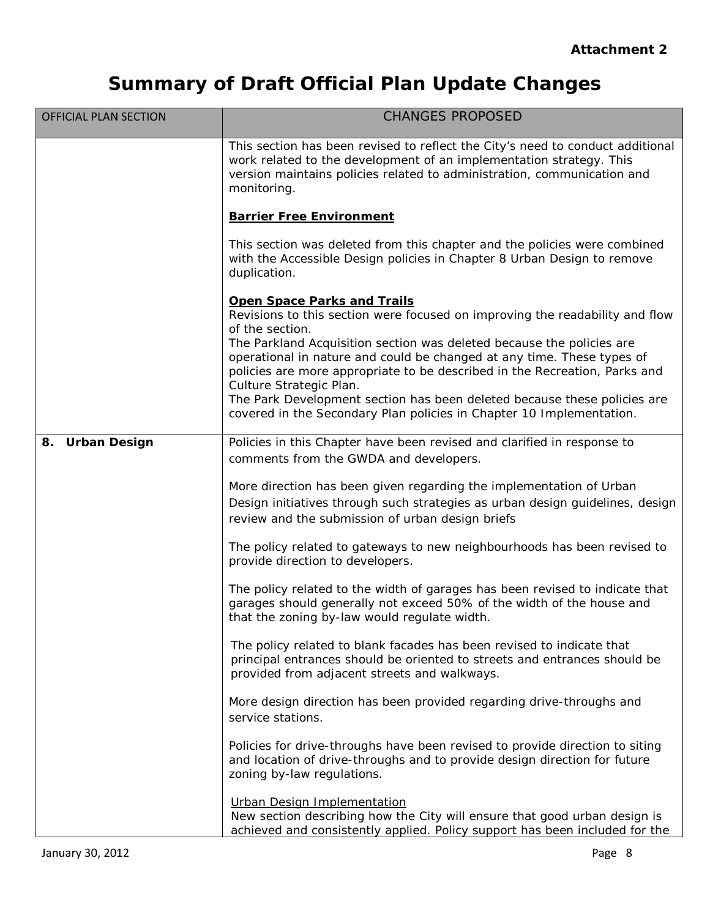**Attachment 2**

# Summary of Draft Official Plan Update Changes

| OFFICIAL PLAN SECTION | CHANGES PROPOSED |
|---|---|
| | This section has been revised to reflect the City's need to conduct additional work related to the development of an implementation strategy. This version maintains policies related to administration, communication and monitoring.<br><br>**Barrier Free Environment**<br><br>This section was deleted from this chapter and the policies were combined with the Accessible Design policies in Chapter 8 Urban Design to remove duplication.<br><br>**Open Space Parks and Trails**<br>Revisions to this section were focused on improving the readability and flow of the section.<br>The Parkland Acquisition section was deleted because the policies are operational in nature and could be changed at any time. These types of policies are more appropriate to be described in the Recreation, Parks and Culture Strategic Plan.<br>The Park Development section has been deleted because these policies are covered in the Secondary Plan policies in Chapter 10 Implementation. |
| **8. Urban Design** | Policies in this Chapter have been revised and clarified in response to comments from the GWDA and developers.<br><br>More direction has been given regarding the implementation of Urban Design initiatives through such strategies as urban design guidelines, design review and the submission of urban design briefs<br><br>The policy related to gateways to new neighbourhoods has been revised to provide direction to developers.<br><br>The policy related to the width of garages has been revised to indicate that garages should generally not exceed 50% of the width of the house and that the zoning by-law would regulate width.<br><br>The policy related to blank facades has been revised to indicate that principal entrances should be oriented to streets and entrances should be provided from adjacent streets and walkways.<br><br>More design direction has been provided regarding drive-throughs and service stations.<br><br>Policies for drive-throughs have been revised to provide direction to siting and location of drive-throughs and to provide design direction for future zoning by-law regulations.<br><br>Urban Design Implementation<br>New section describing how the City will ensure that good urban design is achieved and consistently applied. Policy support has been included for the |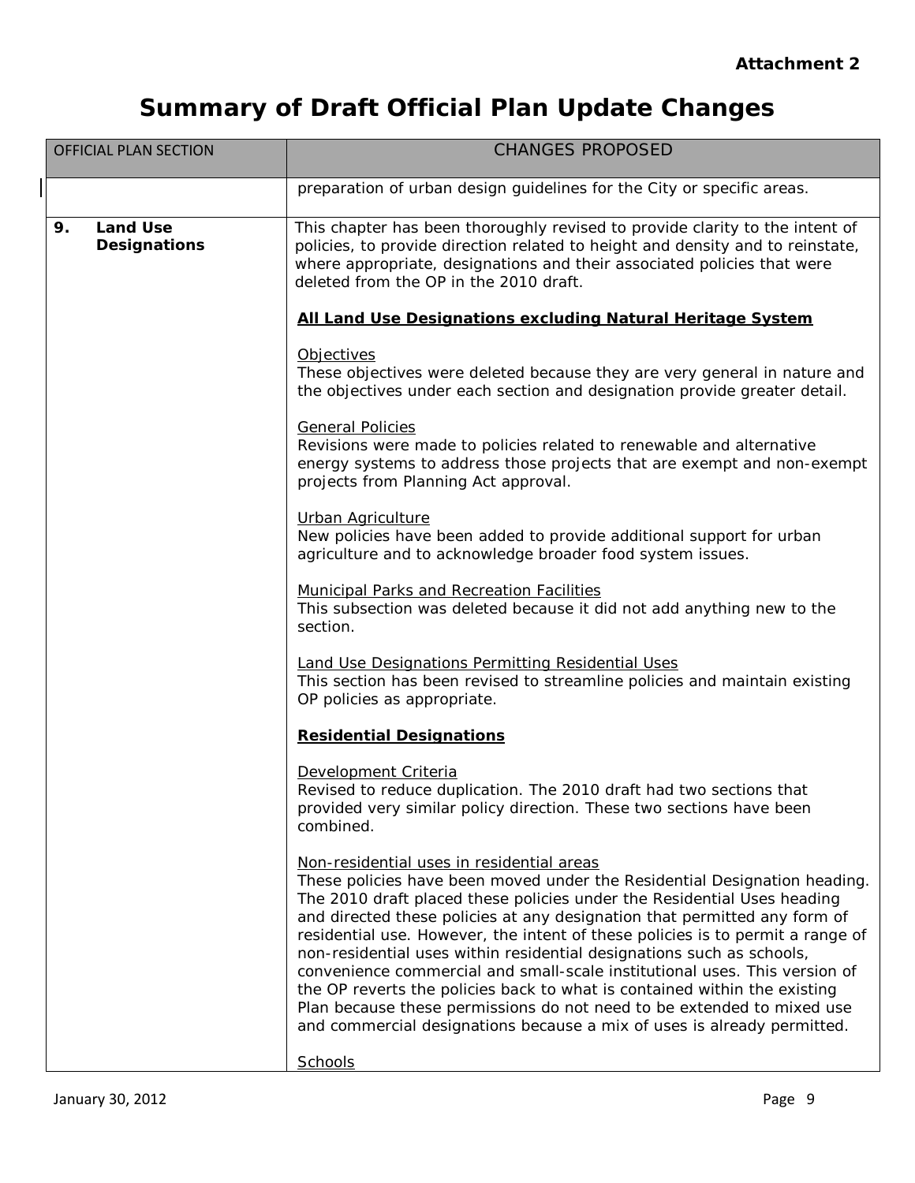**Attachment 2**

# Summary of Draft Official Plan Update Changes

| OFFICIAL PLAN SECTION | CHANGES PROPOSED |
|---|---|
| | preparation of urban design guidelines for the City or specific areas. |
| **9. Land Use Designations** | This chapter has been thoroughly revised to provide clarity to the intent of policies, to provide direction related to height and density and to reinstate, where appropriate, designations and their associated policies that were deleted from the OP in the 2010 draft.<br><br>**<u>All Land Use Designations excluding Natural Heritage System</u>**<br><br><u>Objectives</u><br>These objectives were deleted because they are very general in nature and the objectives under each section and designation provide greater detail.<br><br><u>General Policies</u><br>Revisions were made to policies related to renewable and alternative energy systems to address those projects that are exempt and non-exempt projects from Planning Act approval.<br><br><u>Urban Agriculture</u><br>New policies have been added to provide additional support for urban agriculture and to acknowledge broader food system issues.<br><br><u>Municipal Parks and Recreation Facilities</u><br>This subsection was deleted because it did not add anything new to the section.<br><br><u>Land Use Designations Permitting Residential Uses</u><br>This section has been revised to streamline policies and maintain existing OP policies as appropriate.<br><br>**<u>Residential Designations</u>**<br><br><u>Development Criteria</u><br>Revised to reduce duplication. The 2010 draft had two sections that provided very similar policy direction. These two sections have been combined.<br><br><u>Non-residential uses in residential areas</u><br>These policies have been moved under the Residential Designation heading. The 2010 draft placed these policies under the Residential Uses heading and directed these policies at any designation that permitted any form of residential use. However, the intent of these policies is to permit a range of non-residential uses within residential designations such as schools, convenience commercial and small-scale institutional uses. This version of the OP reverts the policies back to what is contained within the existing Plan because these permissions do not need to be extended to mixed use and commercial designations because a mix of uses is already permitted.<br><br><u>Schools</u> |

January 30, 2012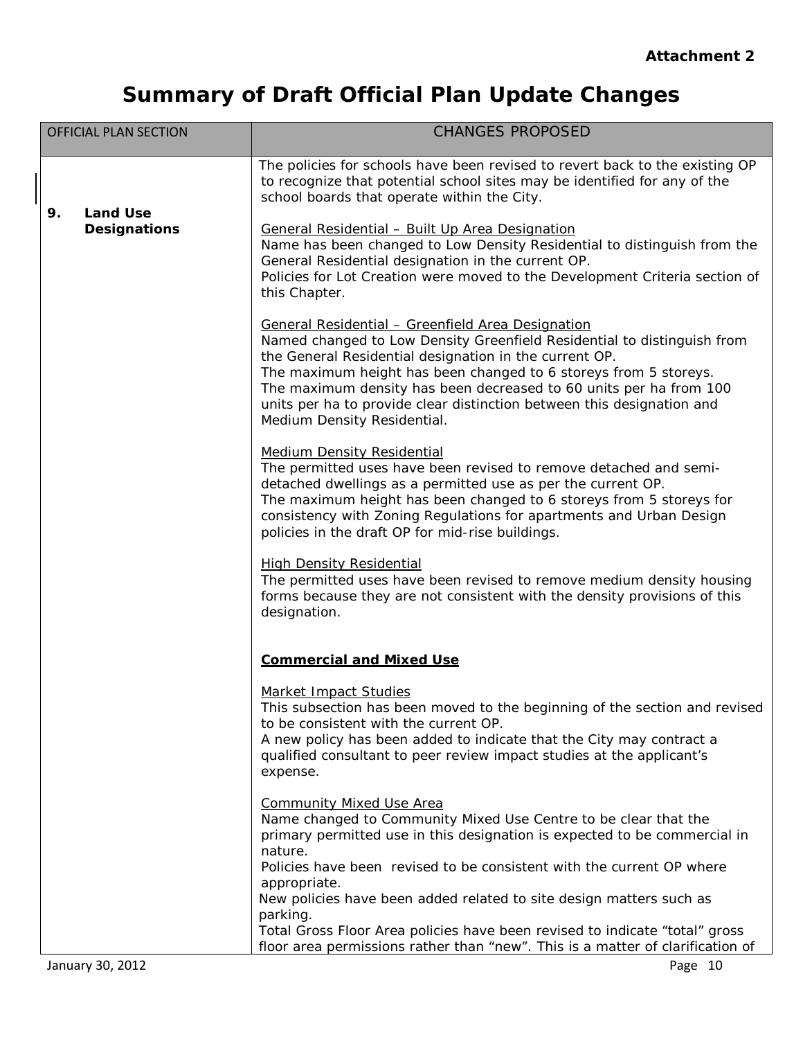**Attachment 2**

# Summary of Draft Official Plan Update Changes

| OFFICIAL PLAN SECTION | CHANGES PROPOSED |
|---|---|
| **9. Land Use Designations** | The policies for schools have been revised to revert back to the existing OP to recognize that potential school sites may be identified for any of the school boards that operate within the City.<br><br><u>General Residential – Built Up Area Designation</u><br>Name has been changed to Low Density Residential to distinguish from the General Residential designation in the current OP.<br>Policies for Lot Creation were moved to the Development Criteria section of this Chapter.<br><br><u>General Residential – Greenfield Area Designation</u><br>Named changed to Low Density Greenfield Residential to distinguish from the General Residential designation in the current OP.<br>The maximum height has been changed to 6 storeys from 5 storeys.<br>The maximum density has been decreased to 60 units per ha from 100 units per ha to provide clear distinction between this designation and Medium Density Residential.<br><br><u>Medium Density Residential</u><br>The permitted uses have been revised to remove detached and semi-detached dwellings as a permitted use as per the current OP.<br>The maximum height has been changed to 6 storeys from 5 storeys for consistency with Zoning Regulations for apartments and Urban Design policies in the draft OP for mid-rise buildings.<br><br><u>High Density Residential</u><br>The permitted uses have been revised to remove medium density housing forms because they are not consistent with the density provisions of this designation.<br><br><u>**Commercial and Mixed Use**</u><br><br><u>Market Impact Studies</u><br>This subsection has been moved to the beginning of the section and revised to be consistent with the current OP.<br>A new policy has been added to indicate that the City may contract a qualified consultant to peer review impact studies at the applicant's expense.<br><br><u>Community Mixed Use Area</u><br>Name changed to Community Mixed Use Centre to be clear that the primary permitted use in this designation is expected to be commercial in nature.<br>Policies have been revised to be consistent with the current OP where appropriate.<br>New policies have been added related to site design matters such as parking.<br>Total Gross Floor Area policies have been revised to indicate "total" gross floor area permissions rather than "new". This is a matter of clarification of |

January 30, 2012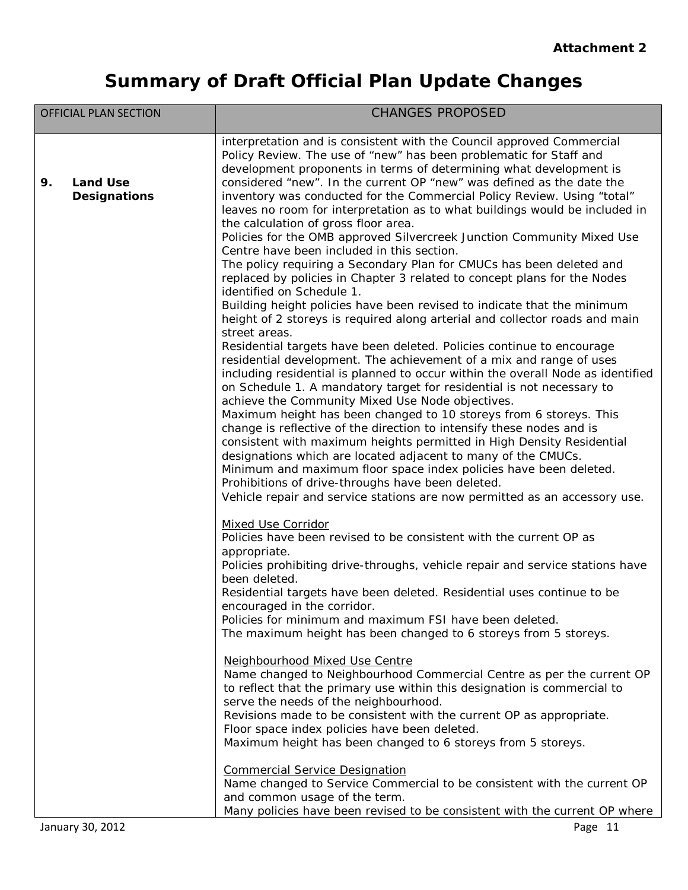**Attachment 2**

# Summary of Draft Official Plan Update Changes

| OFFICIAL PLAN SECTION | CHANGES PROPOSED |
|---|---|
| **9. Land Use Designations** | interpretation and is consistent with the Council approved Commercial Policy Review. The use of "new" has been problematic for Staff and development proponents in terms of determining what development is considered "new". In the current OP "new" was defined as the date the inventory was conducted for the Commercial Policy Review. Using "total" leaves no room for interpretation as to what buildings would be included in the calculation of gross floor area.<br>Policies for the OMB approved Silvercreek Junction Community Mixed Use Centre have been included in this section.<br>The policy requiring a Secondary Plan for CMUCs has been deleted and replaced by policies in Chapter 3 related to concept plans for the Nodes identified on Schedule 1.<br>Building height policies have been revised to indicate that the minimum height of 2 storeys is required along arterial and collector roads and main street areas.<br>Residential targets have been deleted. Policies continue to encourage residential development. The achievement of a mix and range of uses including residential is planned to occur within the overall Node as identified on Schedule 1. A mandatory target for residential is not necessary to achieve the Community Mixed Use Node objectives.<br>Maximum height has been changed to 10 storeys from 6 storeys. This change is reflective of the direction to intensify these nodes and is consistent with maximum heights permitted in High Density Residential designations which are located adjacent to many of the CMUCs.<br>Minimum and maximum floor space index policies have been deleted.<br>Prohibitions of drive-throughs have been deleted.<br>Vehicle repair and service stations are now permitted as an accessory use.<br><br><u>Mixed Use Corridor</u><br>Policies have been revised to be consistent with the current OP as appropriate.<br>Policies prohibiting drive-throughs, vehicle repair and service stations have been deleted.<br>Residential targets have been deleted. Residential uses continue to be encouraged in the corridor.<br>Policies for minimum and maximum FSI have been deleted.<br>The maximum height has been changed to 6 storeys from 5 storeys.<br><br><u>Neighbourhood Mixed Use Centre</u><br>Name changed to Neighbourhood Commercial Centre as per the current OP to reflect that the primary use within this designation is commercial to serve the needs of the neighbourhood.<br>Revisions made to be consistent with the current OP as appropriate.<br>Floor space index policies have been deleted.<br>Maximum height has been changed to 6 storeys from 5 storeys.<br><br><u>Commercial Service Designation</u><br>Name changed to Service Commercial to be consistent with the current OP and common usage of the term.<br>Many policies have been revised to be consistent with the current OP where |

January 30, 2012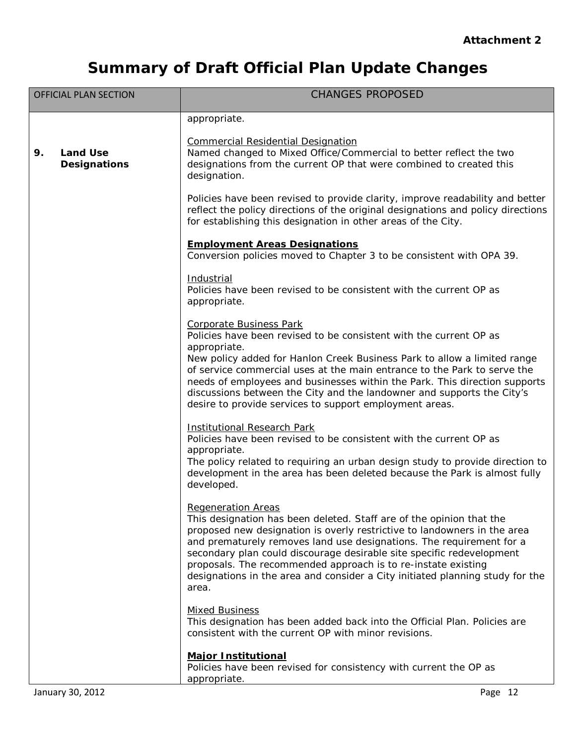**Attachment 2**

# Summary of Draft Official Plan Update Changes

| OFFICIAL PLAN SECTION | CHANGES PROPOSED |
|---|---|
| **9. Land Use Designations** | appropriate.<br><br>Commercial Residential Designation<br>Named changed to Mixed Office/Commercial to better reflect the two designations from the current OP that were combined to created this designation.<br><br>Policies have been revised to provide clarity, improve readability and better reflect the policy directions of the original designations and policy directions for establishing this designation in other areas of the City.<br><br>**Employment Areas Designations**<br>Conversion policies moved to Chapter 3 to be consistent with OPA 39.<br><br>Industrial<br>Policies have been revised to be consistent with the current OP as appropriate.<br><br>Corporate Business Park<br>Policies have been revised to be consistent with the current OP as appropriate.<br>New policy added for Hanlon Creek Business Park to allow a limited range of service commercial uses at the main entrance to the Park to serve the needs of employees and businesses within the Park. This direction supports discussions between the City and the landowner and supports the City's desire to provide services to support employment areas.<br><br>Institutional Research Park<br>Policies have been revised to be consistent with the current OP as appropriate.<br>The policy related to requiring an urban design study to provide direction to development in the area has been deleted because the Park is almost fully developed.<br><br>Regeneration Areas<br>This designation has been deleted. Staff are of the opinion that the proposed new designation is overly restrictive to landowners in the area and prematurely removes land use designations. The requirement for a secondary plan could discourage desirable site specific redevelopment proposals. The recommended approach is to re-instate existing designations in the area and consider a City initiated planning study for the area.<br><br>Mixed Business<br>This designation has been added back into the Official Plan. Policies are consistent with the current OP with minor revisions.<br><br>**Major Institutional**<br>Policies have been revised for consistency with current the OP as appropriate. |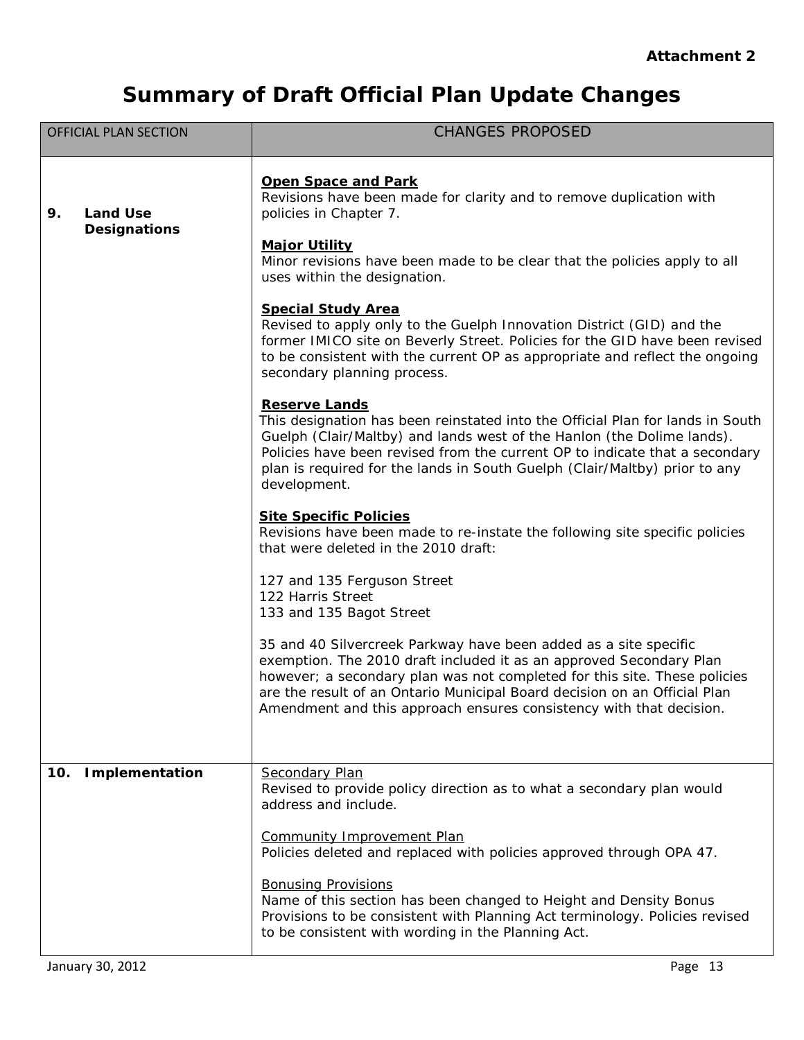**Attachment 2**

# Summary of Draft Official Plan Update Changes

| OFFICIAL PLAN SECTION | CHANGES PROPOSED |
|---|---|
| **9. Land Use Designations** | **Open Space and Park**<br>Revisions have been made for clarity and to remove duplication with policies in Chapter 7.<br><br>**Major Utility**<br>Minor revisions have been made to be clear that the policies apply to all uses within the designation.<br><br>**Special Study Area**<br>Revised to apply only to the Guelph Innovation District (GID) and the former IMICO site on Beverly Street. Policies for the GID have been revised to be consistent with the current OP as appropriate and reflect the ongoing secondary planning process.<br><br>**Reserve Lands**<br>This designation has been reinstated into the Official Plan for lands in South Guelph (Clair/Maltby) and lands west of the Hanlon (the Dolime lands). Policies have been revised from the current OP to indicate that a secondary plan is required for the lands in South Guelph (Clair/Maltby) prior to any development.<br><br>**Site Specific Policies**<br>Revisions have been made to re-instate the following site specific policies that were deleted in the 2010 draft:<br><br>127 and 135 Ferguson Street<br>122 Harris Street<br>133 and 135 Bagot Street<br><br>35 and 40 Silvercreek Parkway have been added as a site specific exemption. The 2010 draft included it as an approved Secondary Plan however; a secondary plan was not completed for this site. These policies are the result of an Ontario Municipal Board decision on an Official Plan Amendment and this approach ensures consistency with that decision. |
| **10. Implementation** | Secondary Plan<br>Revised to provide policy direction as to what a secondary plan would address and include.<br><br>Community Improvement Plan<br>Policies deleted and replaced with policies approved through OPA 47.<br><br>Bonusing Provisions<br>Name of this section has been changed to Height and Density Bonus Provisions to be consistent with Planning Act terminology. Policies revised to be consistent with wording in the Planning Act. |

January 30, 2012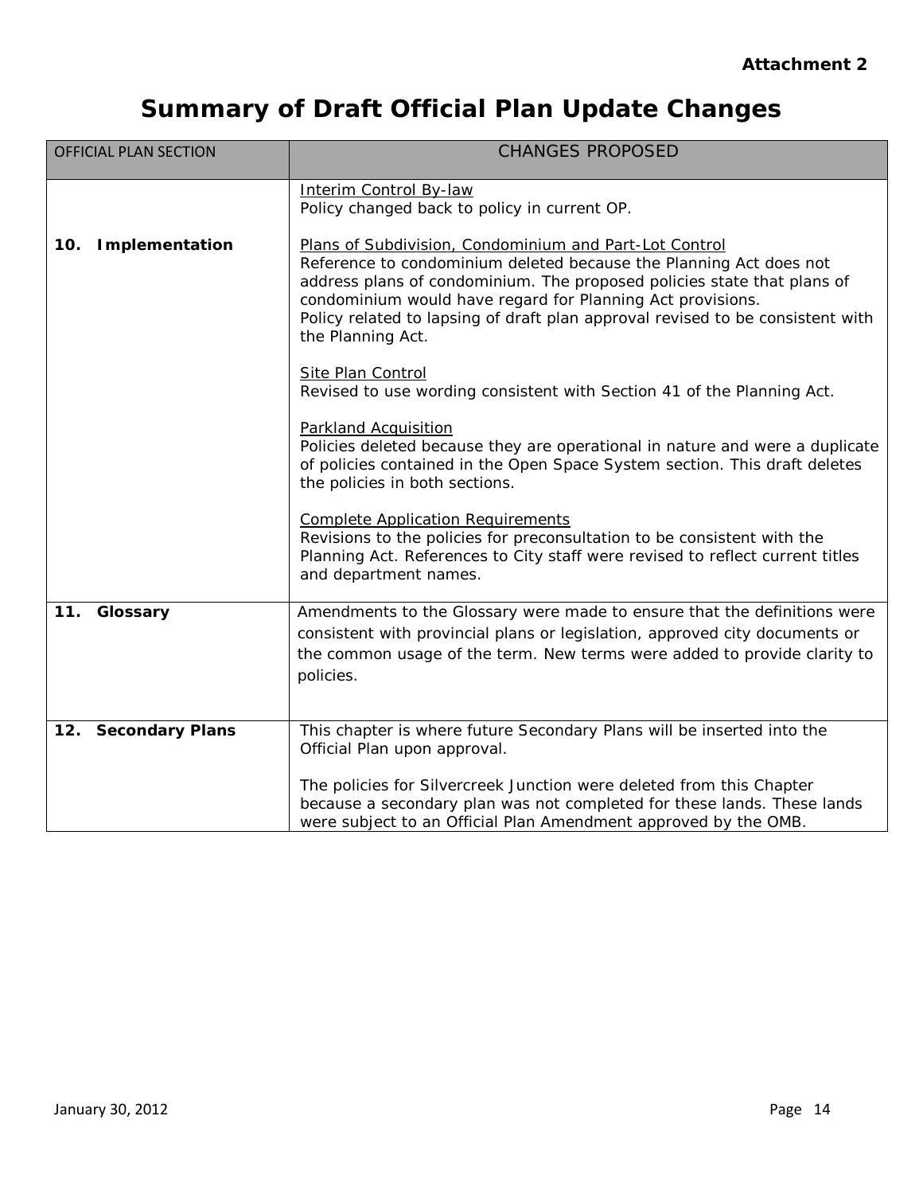**Attachment 2**

# Summary of Draft Official Plan Update Changes

| OFFICIAL PLAN SECTION | CHANGES PROPOSED |
| --- | --- |
| **10. Implementation** | Interim Control By-law<br>Policy changed back to policy in current OP.<br><br>Plans of Subdivision, Condominium and Part-Lot Control<br>Reference to condominium deleted because the Planning Act does not address plans of condominium. The proposed policies state that plans of condominium would have regard for Planning Act provisions.<br>Policy related to lapsing of draft plan approval revised to be consistent with the Planning Act.<br><br>Site Plan Control<br>Revised to use wording consistent with Section 41 of the Planning Act.<br><br>Parkland Acquisition<br>Policies deleted because they are operational in nature and were a duplicate of policies contained in the Open Space System section. This draft deletes the policies in both sections.<br><br>Complete Application Requirements<br>Revisions to the policies for preconsultation to be consistent with the Planning Act. References to City staff were revised to reflect current titles and department names. |
| **11. Glossary** | Amendments to the Glossary were made to ensure that the definitions were consistent with provincial plans or legislation, approved city documents or the common usage of the term. New terms were added to provide clarity to policies. |
| **12. Secondary Plans** | This chapter is where future Secondary Plans will be inserted into the Official Plan upon approval.<br><br>The policies for Silvercreek Junction were deleted from this Chapter because a secondary plan was not completed for these lands. These lands were subject to an Official Plan Amendment approved by the OMB. |

January 30, 2012